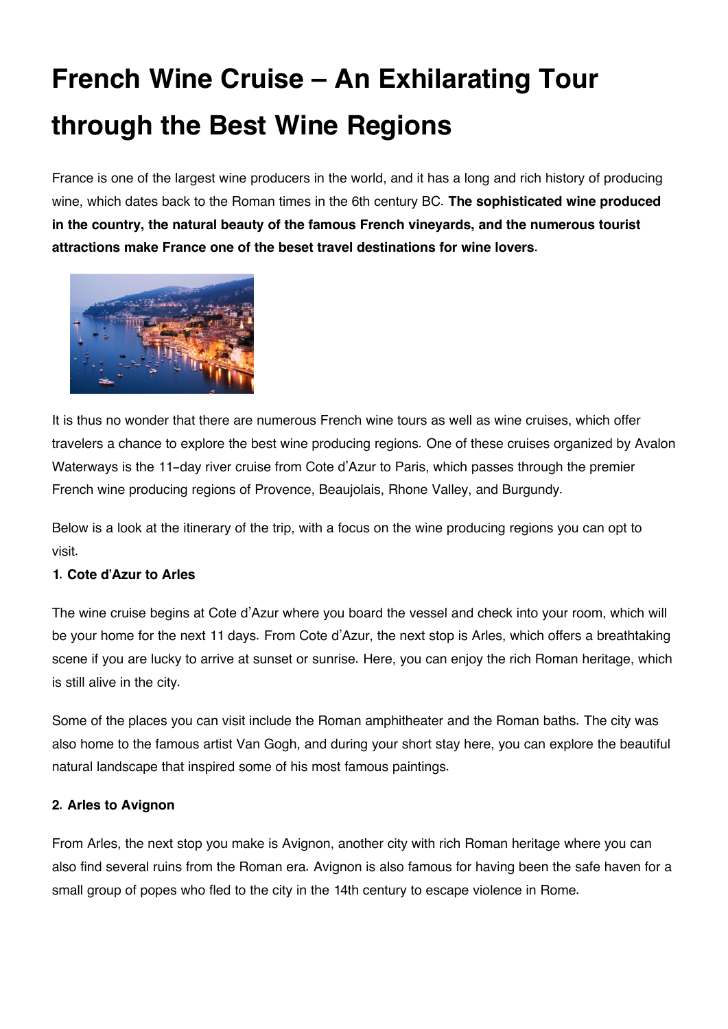# French Wine Cruise – An Exhilarating Tour through the Best Wine Regions

France is one of the largest wine producers in the world, and it has a long and rich history of producing wine, which dates back to the Roman times in the 6th century BC. **The sophisticated wine produced in the country, the natural beauty of the famous French vineyards, and the numerous tourist attractions make France one of the beset travel destinations for wine lovers**.

It is thus no wonder that there are numerous French wine tours as well as wine cruises, which offer travelers a chance to explore the best wine producing regions. One of these cruises organized by Avalon Waterways is the 11-day river cruise from Cote d'Azur to Paris, which passes through the premier French wine producing regions of Provence, Beaujolais, Rhone Valley, and Burgundy.

Below is a look at the itinerary of the trip, with a focus on the wine producing regions you can opt to visit.

**1. Cote d'Azur to Arles**

The wine cruise begins at Cote d'Azur where you board the vessel and check into your room, which will be your home for the next 11 days. From Cote d'Azur, the next stop is Arles, which offers a breathtaking scene if you are lucky to arrive at sunset or sunrise. Here, you can enjoy the rich Roman heritage, which is still alive in the city.

Some of the places you can visit include the Roman amphitheater and the Roman baths. The city was also home to the famous artist Van Gogh, and during your short stay here, you can explore the beautiful natural landscape that inspired some of his most famous paintings.

**2. Arles to Avignon**

From Arles, the next stop you make is Avignon, another city with rich Roman heritage where you can also find several ruins from the Roman era. Avignon is also famous for having been the safe haven for a small group of popes who fled to the city in the 14th century to escape violence in Rome.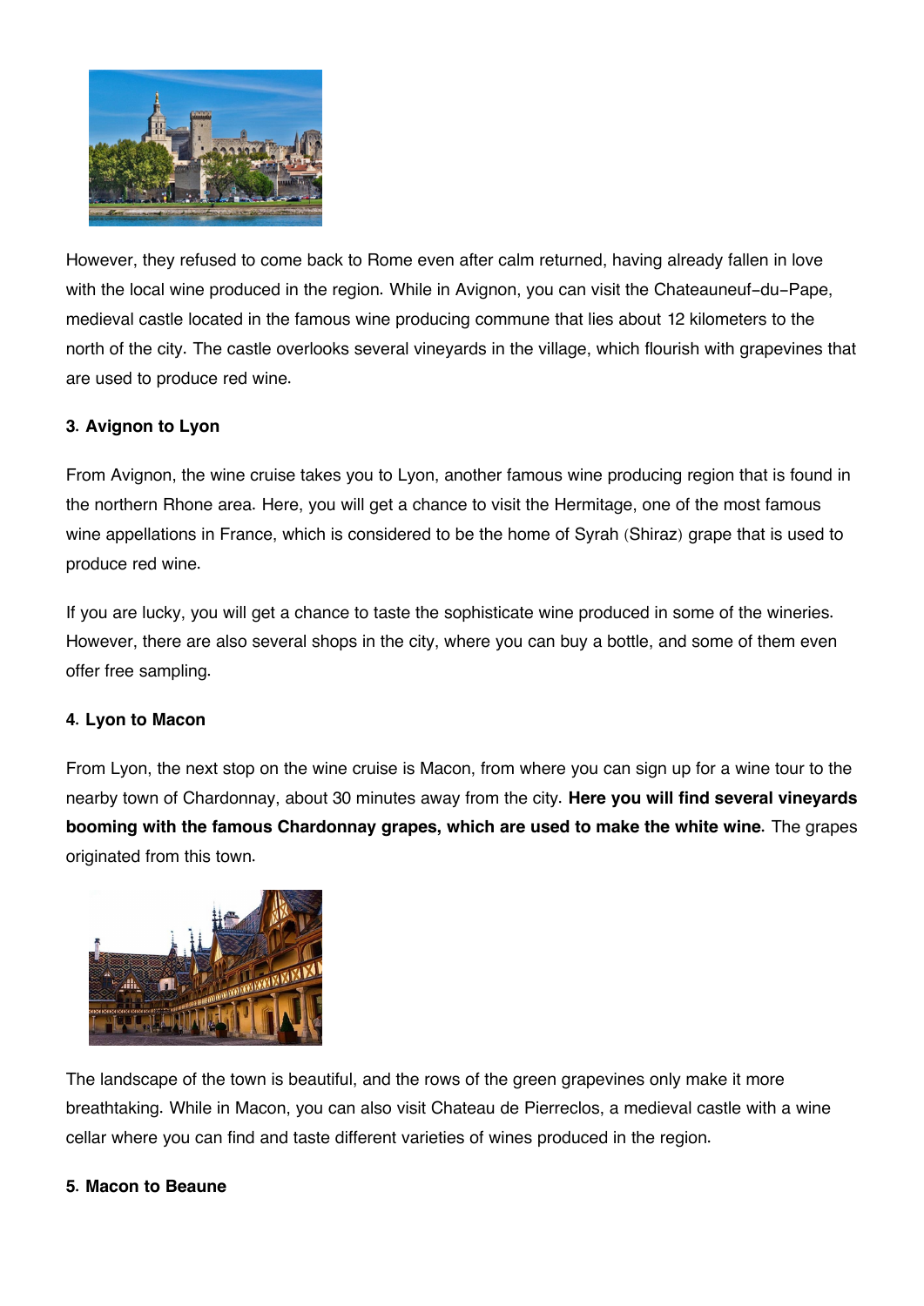However, they refused to come back to Rome even after calm returned, having already fallen in love with the local wine produced in the region. While in Avignon, you can visit the Chateauneuf-du-Pape, medieval castle located in the famous wine producing commune that lies about 12 kilometers to the north of the city. The castle overlooks several vineyards in the village, which flourish with grapevines that are used to produce red wine.

**3. Avignon to Lyon**

From Avignon, the wine cruise takes you to Lyon, another famous wine producing region that is found in the northern Rhone area. Here, you will get a chance to visit the Hermitage, one of the most famous wine appellations in France, which is considered to be the home of Syrah (Shiraz) grape that is used to produce red wine.

If you are lucky, you will get a chance to taste the sophisticate wine produced in some of the wineries. However, there are also several shops in the city, where you can buy a bottle, and some of them even offer free sampling.

**4. Lyon to Macon**

From Lyon, the next stop on the wine cruise is Macon, from where you can sign up for a wine tour to the nearby town of Chardonnay, about 30 minutes away from the city. **Here you will find several vineyards booming with the famous Chardonnay grapes, which are used to make the white wine**. The grapes originated from this town.

The landscape of the town is beautiful, and the rows of the green grapevines only make it more breathtaking. While in Macon, you can also visit Chateau de Pierreclos, a medieval castle with a wine cellar where you can find and taste different varieties of wines produced in the region.

**5. Macon to Beaune**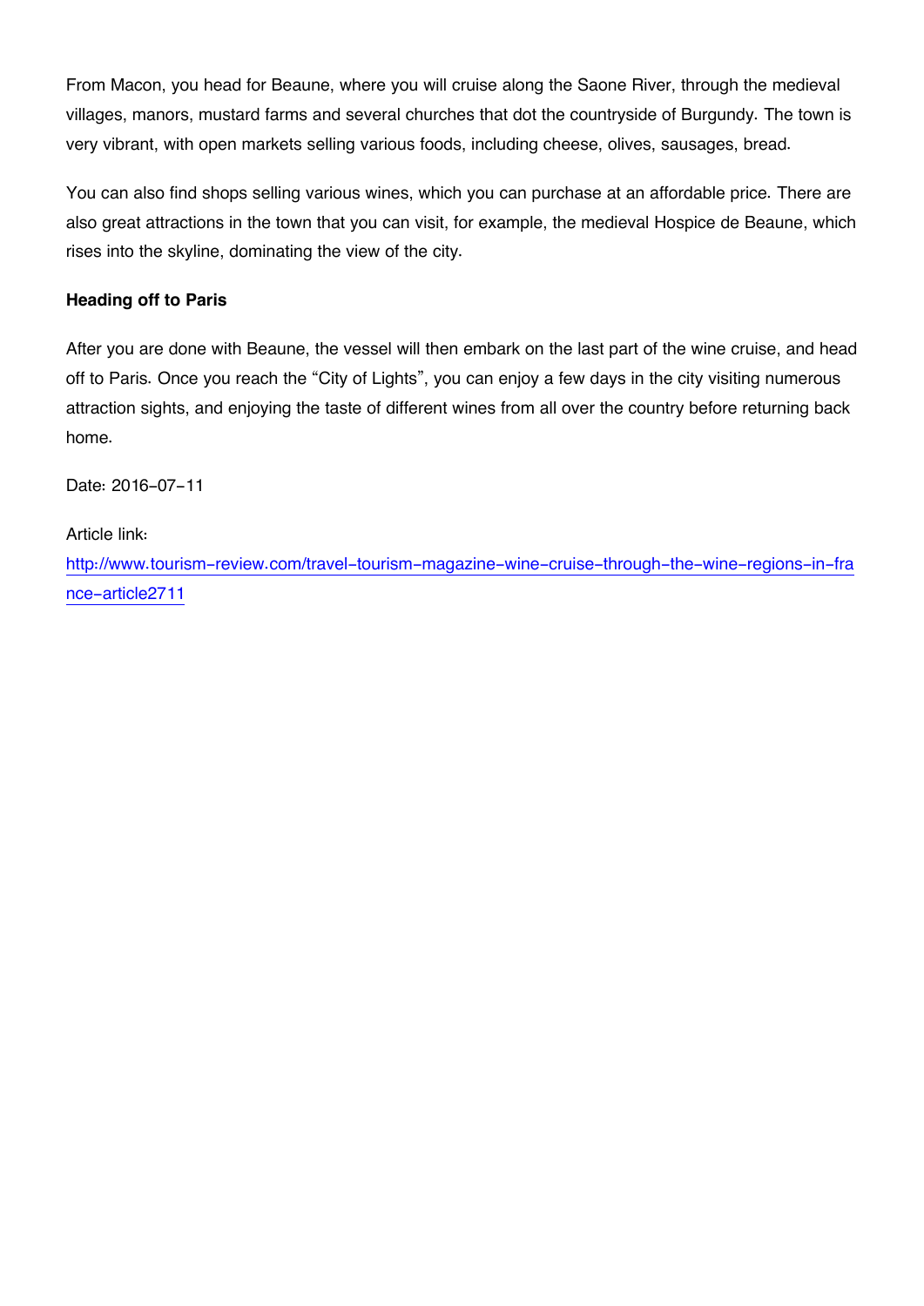From Macon, you head for Beaune, where you will cruise along the Saone River, through the medieval villages, manors, mustard farms and several churches that dot the countryside of Burgundy. The town is very vibrant, with open markets selling various foods, including cheese, olives, sausages, bread.

You can also find shops selling various wines, which you can purchase at an affordable price. There are also great attractions in the town that you can visit, for example, the medieval Hospice de Beaune, which rises into the skyline, dominating the view of the city.

**Heading off to Paris**

After you are done with Beaune, the vessel will then embark on the last part of the wine cruise, and head off to Paris. Once you reach the "City of Lights", you can enjoy a few days in the city visiting numerous attraction sights, and enjoying the taste of different wines from all over the country before returning back home.

Date: 2016-07-11

Article link:
http://www.tourism-review.com/travel-tourism-magazine-wine-cruise-through-the-wine-regions-in-france-article2711